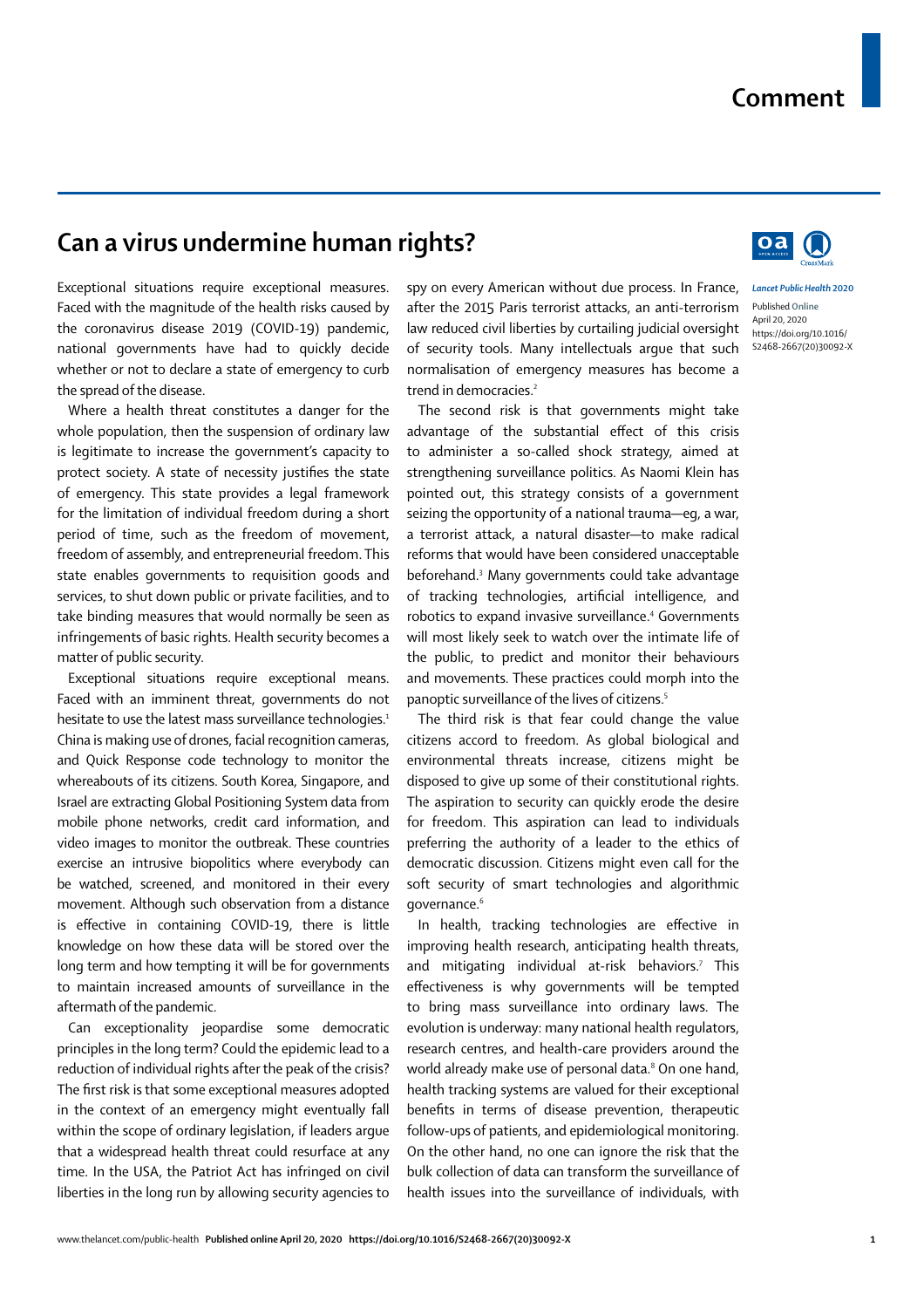Comment

# Can a virus undermine human rights?

*Lancet Public Health* 2020

Published Online April 20, 2020 https://doi.org/10.1016/S2468-2667(20)30092-X

Exceptional situations require exceptional measures. Faced with the magnitude of the health risks caused by the coronavirus disease 2019 (COVID-19) pandemic, national governments have had to quickly decide whether or not to declare a state of emergency to curb the spread of the disease.

Where a health threat constitutes a danger for the whole population, then the suspension of ordinary law is legitimate to increase the government's capacity to protect society. A state of necessity justifies the state of emergency. This state provides a legal framework for the limitation of individual freedom during a short period of time, such as the freedom of movement, freedom of assembly, and entrepreneurial freedom. This state enables governments to requisition goods and services, to shut down public or private facilities, and to take binding measures that would normally be seen as infringements of basic rights. Health security becomes a matter of public security.

Exceptional situations require exceptional means. Faced with an imminent threat, governments do not hesitate to use the latest mass surveillance technologies.[1] China is making use of drones, facial recognition cameras, and Quick Response code technology to monitor the whereabouts of its citizens. South Korea, Singapore, and Israel are extracting Global Positioning System data from mobile phone networks, credit card information, and video images to monitor the outbreak. These countries exercise an intrusive biopolitics where everybody can be watched, screened, and monitored in their every movement. Although such observation from a distance is effective in containing COVID-19, there is little knowledge on how these data will be stored over the long term and how tempting it will be for governments to maintain increased amounts of surveillance in the aftermath of the pandemic.

Can exceptionality jeopardise some democratic principles in the long term? Could the epidemic lead to a reduction of individual rights after the peak of the crisis? The first risk is that some exceptional measures adopted in the context of an emergency might eventually fall within the scope of ordinary legislation, if leaders argue that a widespread health threat could resurface at any time. In the USA, the Patriot Act has infringed on civil liberties in the long run by allowing security agencies to spy on every American without due process. In France, after the 2015 Paris terrorist attacks, an anti-terrorism law reduced civil liberties by curtailing judicial oversight of security tools. Many intellectuals argue that such normalisation of emergency measures has become a trend in democracies.[2]

The second risk is that governments might take advantage of the substantial effect of this crisis to administer a so-called shock strategy, aimed at strengthening surveillance politics. As Naomi Klein has pointed out, this strategy consists of a government seizing the opportunity of a national trauma—eg, a war, a terrorist attack, a natural disaster—to make radical reforms that would have been considered unacceptable beforehand.[3] Many governments could take advantage of tracking technologies, artificial intelligence, and robotics to expand invasive surveillance.[4] Governments will most likely seek to watch over the intimate life of the public, to predict and monitor their behaviours and movements. These practices could morph into the panoptic surveillance of the lives of citizens.[5]

The third risk is that fear could change the value citizens accord to freedom. As global biological and environmental threats increase, citizens might be disposed to give up some of their constitutional rights. The aspiration to security can quickly erode the desire for freedom. This aspiration can lead to individuals preferring the authority of a leader to the ethics of democratic discussion. Citizens might even call for the soft security of smart technologies and algorithmic governance.[6]

In health, tracking technologies are effective in improving health research, anticipating health threats, and mitigating individual at-risk behaviors.[7] This effectiveness is why governments will be tempted to bring mass surveillance into ordinary laws. The evolution is underway: many national health regulators, research centres, and health-care providers around the world already make use of personal data.[8] On one hand, health tracking systems are valued for their exceptional benefits in terms of disease prevention, therapeutic follow-ups of patients, and epidemiological monitoring. On the other hand, no one can ignore the risk that the bulk collection of data can transform the surveillance of health issues into the surveillance of individuals, with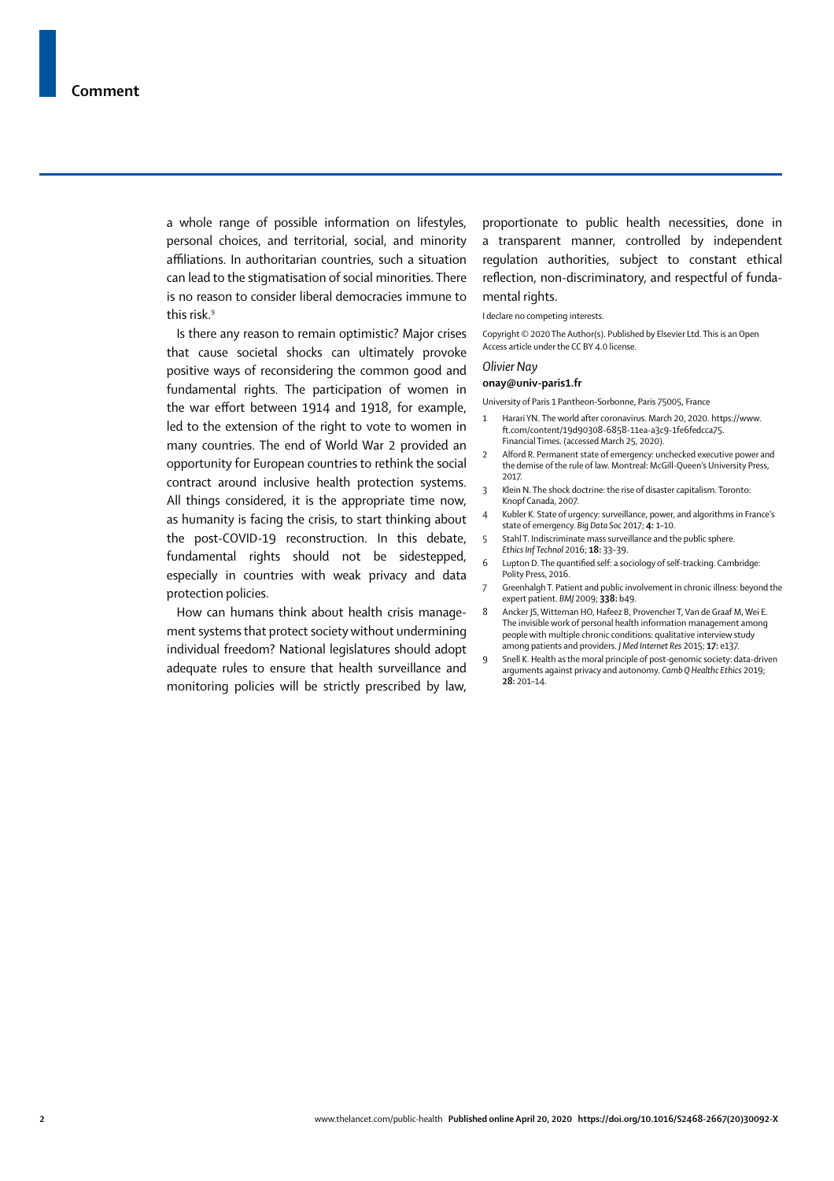a whole range of possible information on lifestyles, personal choices, and territorial, social, and minority affiliations. In authoritarian countries, such a situation can lead to the stigmatisation of social minorities. There is no reason to consider liberal democracies immune to this risk.[9]

Is there any reason to remain optimistic? Major crises that cause societal shocks can ultimately provoke positive ways of reconsidering the common good and fundamental rights. The participation of women in the war effort between 1914 and 1918, for example, led to the extension of the right to vote to women in many countries. The end of World War 2 provided an opportunity for European countries to rethink the social contract around inclusive health protection systems. All things considered, it is the appropriate time now, as humanity is facing the crisis, to start thinking about the post-COVID-19 reconstruction. In this debate, fundamental rights should not be sidestepped, especially in countries with weak privacy and data protection policies.

How can humans think about health crisis management systems that protect society without undermining individual freedom? National legislatures should adopt adequate rules to ensure that health surveillance and monitoring policies will be strictly prescribed by law, proportionate to public health necessities, done in a transparent manner, controlled by independent regulation authorities, subject to constant ethical reflection, non-discriminatory, and respectful of fundamental rights.

I declare no competing interests.

Copyright © 2020 The Author(s). Published by Elsevier Ltd. This is an Open Access article under the CC BY 4.0 license.

*Olivier Nay*
**onay@univ-paris1.fr**

University of Paris 1 Pantheon-Sorbonne, Paris 75005, France

1. Harari YN. The world after coronavirus. March 20, 2020. https://www.ft.com/content/19d90308-6858-11ea-a3c9-1fe6fedcca75. Financial Times. (accessed March 25, 2020).
2. Alford R. Permanent state of emergency: unchecked executive power and the demise of the rule of law. Montreal: McGill-Queen's University Press, 2017.
3. Klein N. The shock doctrine: the rise of disaster capitalism. Toronto: Knopf Canada, 2007.
4. Kubler K. State of urgency: surveillance, power, and algorithms in France's state of emergency. *Big Data Soc* 2017; **4:** 1–10.
5. Stahl T. Indiscriminate mass surveillance and the public sphere. *Ethics Inf Technol* 2016; **18:** 33–39.
6. Lupton D. The quantified self: a sociology of self-tracking. Cambridge: Polity Press, 2016.
7. Greenhalgh T. Patient and public involvement in chronic illness: beyond the expert patient. *BMJ* 2009; **338:** b49.
8. Ancker JS, Witteman HO, Hafeez B, Provencher T, Van de Graaf M, Wei E. The invisible work of personal health information management among people with multiple chronic conditions: qualitative interview study among patients and providers. *J Med Internet Res* 2015; **17:** e137.
9. Snell K. Health as the moral principle of post-genomic society: data-driven arguments against privacy and autonomy. *Camb Q Healthc Ethics* 2019; **28:** 201–14.